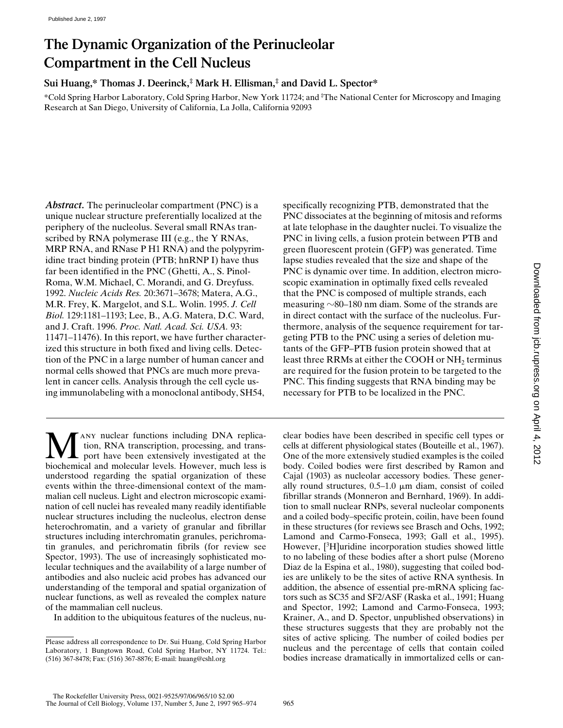# The Dynamic Organization of the Perinucleolar Compartment in the Cell Nucleus

**Sui Huang,* Thomas J. Deerinck,‡ Mark H. Ellisman,‡ and David L. Spector***

*Cold Spring Harbor Laboratory, Cold Spring Harbor, New York 11724; and ‡The National Center for Microscopy and Imaging Research at San Diego, University of California, La Jolla, California 92093

***Abstract.*** The perinucleolar compartment (PNC) is a unique nuclear structure preferentially localized at the periphery of the nucleolus. Several small RNAs transcribed by RNA polymerase III (e.g., the Y RNAs, MRP RNA, and RNase P H1 RNA) and the polypyrimidine tract binding protein (PTB; hnRNP I) have thus far been identified in the PNC (Ghetti, A., S. Pinol-Roma, W.M. Michael, C. Morandi, and G. Dreyfuss. 1992. *Nucleic Acids Res.* 20:3671–3678; Matera, A.G., M.R. Frey, K. Margelot, and S.L. Wolin. 1995. *J. Cell Biol.* 129:1181–1193; Lee, B., A.G. Matera, D.C. Ward, and J. Craft. 1996. *Proc. Natl. Acad. Sci. USA.* 93: 11471–11476). In this report, we have further characterized this structure in both fixed and living cells. Detection of the PNC in a large number of human cancer and normal cells showed that PNCs are much more prevalent in cancer cells. Analysis through the cell cycle using immunolabeling with a monoclonal antibody, SH54, specifically recognizing PTB, demonstrated that the PNC dissociates at the beginning of mitosis and reforms at late telophase in the daughter nuclei. To visualize the PNC in living cells, a fusion protein between PTB and green fluorescent protein (GFP) was generated. Time lapse studies revealed that the size and shape of the PNC is dynamic over time. In addition, electron microscopic examination in optimally fixed cells revealed that the PNC is composed of multiple strands, each measuring ~80–180 nm diam. Some of the strands are in direct contact with the surface of the nucleolus. Furthermore, analysis of the sequence requirement for targeting PTB to the PNC using a series of deletion mutants of the GFP–PTB fusion protein showed that at least three RRMs at either the COOH or $NH_2$ terminus are required for the fusion protein to be targeted to the PNC. This finding suggests that RNA binding may be necessary for PTB to be localized in the PNC.

Many nuclear functions including DNA replication, RNA transcription, processing, and transport have been extensively investigated at the biochemical and molecular levels. However, much less is understood regarding the spatial organization of these events within the three-dimensional context of the mammalian cell nucleus. Light and electron microscopic examination of cell nuclei has revealed many readily identifiable nuclear structures including the nucleolus, electron dense heterochromatin, and a variety of granular and fibrillar structures including interchromatin granules, perichromatin granules, and perichromatin fibrils (for review see Spector, 1993). The use of increasingly sophisticated molecular techniques and the availability of a large number of antibodies and also nucleic acid probes has advanced our understanding of the temporal and spatial organization of nuclear functions, as well as revealed the complex nature of the mammalian cell nucleus.

In addition to the ubiquitous features of the nucleus, nuclear bodies have been described in specific cell types or cells at different physiological states (Bouteille et al., 1967). One of the more extensively studied examples is the coiled body. Coiled bodies were first described by Ramon and Cajal (1903) as nucleolar accessory bodies. These generally round structures, 0.5–1.0 μm diam, consist of coiled fibrillar strands (Monneron and Bernhard, 1969). In addition to small nuclear RNPs, several nucleolar components and a coiled body–specific protein, coilin, have been found in these structures (for reviews see Brasch and Ochs, 1992; Lamond and Carmo-Fonseca, 1993; Gall et al., 1995). However, [$^3$H]uridine incorporation studies showed little to no labeling of these bodies after a short pulse (Moreno Diaz de la Espina et al., 1980), suggesting that coiled bodies are unlikely to be the sites of active RNA synthesis. In addition, the absence of essential pre-mRNA splicing factors such as SC35 and SF2/ASF (Raska et al., 1991; Huang and Spector, 1992; Lamond and Carmo-Fonseca, 1993; Krainer, A., and D. Spector, unpublished observations) in these structures suggests that they are probably not the sites of active splicing. The number of coiled bodies per nucleus and the percentage of cells that contain coiled bodies increase dramatically in immortalized cells or can-

Please address all correspondence to Dr. Sui Huang, Cold Spring Harbor Laboratory, 1 Bungtown Road, Cold Spring Harbor, NY 11724. Tel.: (516) 367-8478; Fax: (516) 367-8876; E-mail: huang@cshl.org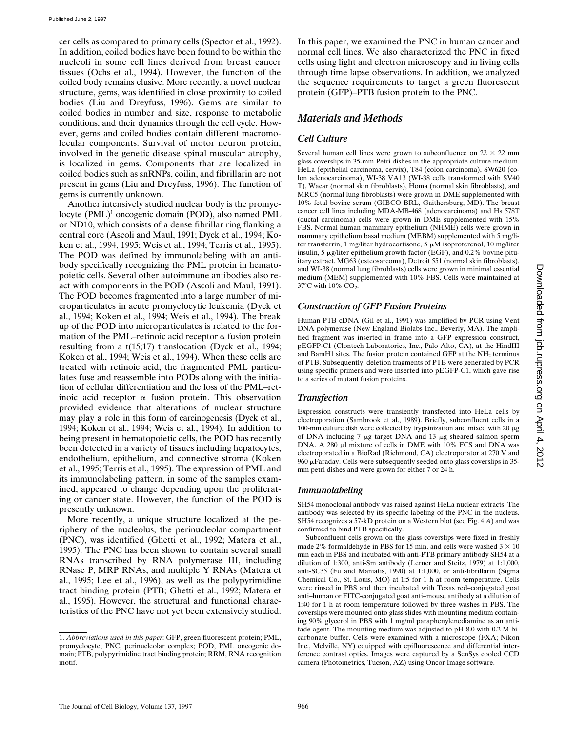cer cells as compared to primary cells (Spector et al., 1992). In addition, coiled bodies have been found to be within the nucleoli in some cell lines derived from breast cancer tissues (Ochs et al., 1994). However, the function of the coiled body remains elusive. More recently, a novel nuclear structure, gems, was identified in close proximity to coiled bodies (Liu and Dreyfuss, 1996). Gems are similar to coiled bodies in number and size, response to metabolic conditions, and their dynamics through the cell cycle. However, gems and coiled bodies contain different macromolecular components. Survival of motor neuron protein, involved in the genetic disease spinal muscular atrophy, is localized in gems. Components that are localized in coiled bodies such as snRNPs, coilin, and fibrillarin are not present in gems (Liu and Dreyfuss, 1996). The function of gems is currently unknown.

Another intensively studied nuclear body is the promyelocyte (PML)[1] oncogenic domain (POD), also named PML or ND10, which consists of a dense fibrillar ring flanking a central core (Ascoli and Maul, 1991; Dyck et al., 1994; Koken et al., 1994, 1995; Weis et al., 1994; Terris et al., 1995). The POD was defined by immunolabeling with an antibody specifically recognizing the PML protein in hematopoietic cells. Several other autoimmune antibodies also react with components in the POD (Ascoli and Maul, 1991). The POD becomes fragmented into a large number of microparticulates in acute promyelocytic leukemia (Dyck et al., 1994; Koken et al., 1994; Weis et al., 1994). The break up of the POD into microparticulates is related to the formation of the PML–retinoic acid receptor α fusion protein resulting from a t(15;17) translocation (Dyck et al., 1994; Koken et al., 1994; Weis et al., 1994). When these cells are treated with retinoic acid, the fragmented PML particulates fuse and reassemble into PODs along with the initiation of cellular differentiation and the loss of the PML–retinoic acid receptor α fusion protein. This observation provided evidence that alterations of nuclear structure may play a role in this form of carcinogenesis (Dyck et al., 1994; Koken et al., 1994; Weis et al., 1994). In addition to being present in hematopoietic cells, the POD has recently been detected in a variety of tissues including hepatocytes, endothelium, epithelium, and connective stroma (Koken et al., 1995; Terris et al., 1995). The expression of PML and its immunolabeling pattern, in some of the samples examined, appeared to change depending upon the proliferating or cancer state. However, the function of the POD is presently unknown.

More recently, a unique structure localized at the periphery of the nucleolus, the perinucleolar compartment (PNC), was identified (Ghetti et al., 1992; Matera et al., 1995). The PNC has been shown to contain several small RNAs transcribed by RNA polymerase III, including RNase P, MRP RNAs, and multiple Y RNAs (Matera et al., 1995; Lee et al., 1996), as well as the polypyrimidine tract binding protein (PTB; Ghetti et al., 1992; Matera et al., 1995). However, the structural and functional characteristics of the PNC have not yet been extensively studied.

In this paper, we examined the PNC in human cancer and normal cell lines. We also characterized the PNC in fixed cells using light and electron microscopy and in living cells through time lapse observations. In addition, we analyzed the sequence requirements to target a green fluorescent protein (GFP)–PTB fusion protein to the PNC.

## Materials and Methods

### Cell Culture

Several human cell lines were grown to subconfluence on 22 × 22 mm glass coverslips in 35-mm Petri dishes in the appropriate culture medium. HeLa (epithelial carcinoma, cervix), T84 (colon carcinoma), SW620 (colon adenocarcinoma), WI-38 VA13 (WI-38 cells transformed with SV40 T), Wacar (normal skin fibroblasts), Homa (normal skin fibroblasts), and MRC5 (normal lung fibroblasts) were grown in DME supplemented with 10% fetal bovine serum (GIBCO BRL, Gaithersburg, MD). The breast cancer cell lines including MDA-MB-468 (adenocarcinoma) and Hs 578T (ductal carcinoma) cells were grown in DME supplemented with 15% FBS. Normal human mammary epithelium (NHME) cells were grown in mammary epithelium basal medium (MEBM) supplemented with 5 mg/liter transferrin, 1 mg/liter hydrocortisone, 5 μM isoproterenol, 10 mg/liter insulin, 5 μg/liter epithelium growth factor (EGF), and 0.2% bovine pituitary extract. MG63 (osteosarcoma), Detroit 551 (normal skin fibroblasts), and WI-38 (normal lung fibroblasts) cells were grown in minimal essential medium (MEM) supplemented with 10% FBS. Cells were maintained at 37°C with 10% $CO_2$.

### Construction of GFP Fusion Proteins

Human PTB cDNA (Gil et al., 1991) was amplified by PCR using Vent DNA polymerase (New England Biolabs Inc., Beverly, MA). The amplified fragment was inserted in frame into a GFP expression construct, pEGFP-C1 (Clontech Laboratories, Inc., Palo Alto, CA), at the HindIII and BamH1 sites. The fusion protein contained GFP at the $NH_2$ terminus of PTB. Subsequently, deletion fragments of PTB were generated by PCR using specific primers and were inserted into pEGFP-C1, which gave rise to a series of mutant fusion proteins.

### Transfection

Expression constructs were transiently transfected into HeLa cells by electroporation (Sambrook et al., 1989). Briefly, subconfluent cells in a 100-mm culture dish were collected by trypsinization and mixed with 20 μg of DNA including 7 μg target DNA and 13 μg sheared salmon sperm DNA. A 280 μl mixture of cells in DME with 10% FCS and DNA was electroporated in a BioRad (Richmond, CA) electroporator at 270 V and 960 μFaraday. Cells were subsequently seeded onto glass coverslips in 35-mm petri dishes and were grown for either 7 or 24 h.

### Immunolabeling

SH54 monoclonal antibody was raised against HeLa nuclear extracts. The antibody was selected by its specific labeling of the PNC in the nucleus. SH54 recognizes a 57-kD protein on a Western blot (see Fig. 4 *A*) and was confirmed to bind PTB specifically.

Subconfluent cells grown on the glass coverslips were fixed in freshly made 2% formaldehyde in PBS for 15 min, and cells were washed 3 × 10 min each in PBS and incubated with anti-PTB primary antibody SH54 at a dilution of 1:300, anti-Sm antibody (Lerner and Steitz, 1979) at 1:1,000, anti-SC35 (Fu and Maniatis, 1990) at 1:1,000, or anti-fibrillarin (Sigma Chemical Co., St. Louis, MO) at 1:5 for 1 h at room temperature. Cells were rinsed in PBS and then incubated with Texas red–conjugated goat anti–human or FITC-conjugated goat anti–mouse antibody at a dilution of 1:40 for 1 h at room temperature followed by three washes in PBS. The coverslips were mounted onto glass slides with mounting medium containing 90% glycerol in PBS with 1 mg/ml paraphenylenediamine as an antifade agent. The mounting medium was adjusted to pH 8.0 with 0.2 M bicarbonate buffer. Cells were examined with a microscope (FXA; Nikon Inc., Melville, NY) equipped with epifluorescence and differential interference contrast optics. Images were captured by a SenSys cooled CCD camera (Photometrics, Tucson, AZ) using Oncor Image software.

---

1. *Abbreviations used in this paper*: GFP, green fluorescent protein; PML, promyelocyte; PNC, perinucleolar complex; POD, PML oncogenic domain; PTB, polypyrimidine tract binding protein; RRM, RNA recognition motif.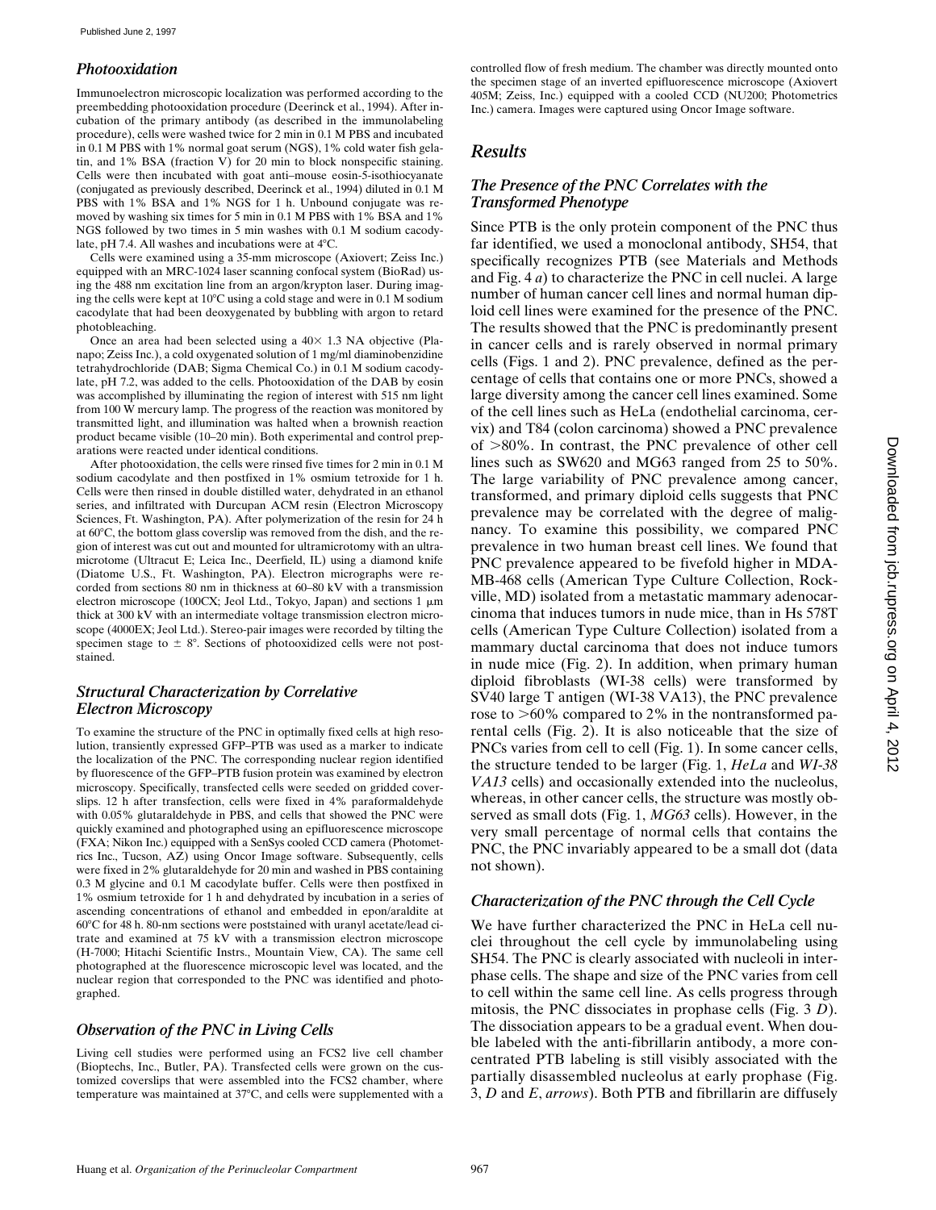### *Photooxidation*

Immunoelectron microscopic localization was performed according to the preembedding photooxidation procedure (Deerinck et al., 1994). After incubation of the primary antibody (as described in the immunolabeling procedure), cells were washed twice for 2 min in 0.1 M PBS and incubated in 0.1 M PBS with 1% normal goat serum (NGS), 1% cold water fish gelatin, and 1% BSA (fraction V) for 20 min to block nonspecific staining. Cells were then incubated with goat anti–mouse eosin-5-isothiocyanate (conjugated as previously described, Deerinck et al., 1994) diluted in 0.1 M PBS with 1% BSA and 1% NGS for 1 h. Unbound conjugate was removed by washing six times for 5 min in 0.1 M PBS with 1% BSA and 1% NGS followed by two times in 5 min washes with 0.1 M sodium cacodylate, pH 7.4. All washes and incubations were at 4°C.

Cells were examined using a 35-mm microscope (Axiovert; Zeiss Inc.) equipped with an MRC-1024 laser scanning confocal system (BioRad) using the 488 nm excitation line from an argon/krypton laser. During imaging the cells were kept at 10°C using a cold stage and were in 0.1 M sodium cacodylate that had been deoxygenated by bubbling with argon to retard photobleaching.

Once an area had been selected using a 40× 1.3 NA objective (Planapo; Zeiss Inc.), a cold oxygenated solution of 1 mg/ml diaminobenzidine tetrahydrochloride (DAB; Sigma Chemical Co.) in 0.1 M sodium cacodylate, pH 7.2, was added to the cells. Photooxidation of the DAB by eosin was accomplished by illuminating the region of interest with 515 nm light from 100 W mercury lamp. The progress of the reaction was monitored by transmitted light, and illumination was halted when a brownish reaction product became visible (10–20 min). Both experimental and control preparations were reacted under identical conditions.

After photooxidation, the cells were rinsed five times for 2 min in 0.1 M sodium cacodylate and then postfixed in 1% osmium tetroxide for 1 h. Cells were then rinsed in double distilled water, dehydrated in an ethanol series, and infiltrated with Durcupan ACM resin (Electron Microscopy Sciences, Ft. Washington, PA). After polymerization of the resin for 24 h at 60°C, the bottom glass coverslip was removed from the dish, and the region of interest was cut out and mounted for ultramicrotomy with an ultramicrotome (Ultracut E; Leica Inc., Deerfield, IL) using a diamond knife (Diatome U.S., Ft. Washington, PA). Electron micrographs were recorded from sections 80 nm in thickness at 60–80 kV with a transmission electron microscope (100CX; Jeol Ltd., Tokyo, Japan) and sections 1 μm thick at 300 kV with an intermediate voltage transmission electron microscope (4000EX; Jeol Ltd.). Stereo-pair images were recorded by tilting the specimen stage to ± 8°. Sections of photooxidized cells were not poststained.

### *Structural Characterization by Correlative Electron Microscopy*

To examine the structure of the PNC in optimally fixed cells at high resolution, transiently expressed GFP–PTB was used as a marker to indicate the localization of the PNC. The corresponding nuclear region identified by fluorescence of the GFP–PTB fusion protein was examined by electron microscopy. Specifically, transfected cells were seeded on gridded coverslips. 12 h after transfection, cells were fixed in 4% paraformaldehyde with 0.05% glutaraldehyde in PBS, and cells that showed the PNC were quickly examined and photographed using an epifluorescence microscope (FXA; Nikon Inc.) equipped with a SenSys cooled CCD camera (Photometrics Inc., Tucson, AZ) using Oncor Image software. Subsequently, cells were fixed in 2% glutaraldehyde for 20 min and washed in PBS containing 0.3 M glycine and 0.1 M cacodylate buffer. Cells were then postfixed in 1% osmium tetroxide for 1 h and dehydrated by incubation in a series of ascending concentrations of ethanol and embedded in epon/araldite at 60°C for 48 h. 80-nm sections were poststained with uranyl acetate/lead citrate and examined at 75 kV with a transmission electron microscope (H-7000; Hitachi Scientific Instrs., Mountain View, CA). The same cell photographed at the fluorescence microscopic level was located, and the nuclear region that corresponded to the PNC was identified and photographed.

### *Observation of the PNC in Living Cells*

Living cell studies were performed using an FCS2 live cell chamber (Bioptechs, Inc., Butler, PA). Transfected cells were grown on the customized coverslips that were assembled into the FCS2 chamber, where temperature was maintained at 37°C, and cells were supplemented with a controlled flow of fresh medium. The chamber was directly mounted onto the specimen stage of an inverted epifluorescence microscope (Axiovert 405M; Zeiss, Inc.) equipped with a cooled CCD (NU200; Photometrics Inc.) camera. Images were captured using Oncor Image software.

## *Results*

### *The Presence of the PNC Correlates with the Transformed Phenotype*

Since PTB is the only protein component of the PNC thus far identified, we used a monoclonal antibody, SH54, that specifically recognizes PTB (see Materials and Methods and Fig. 4 *a*) to characterize the PNC in cell nuclei. A large number of human cancer cell lines and normal human diploid cell lines were examined for the presence of the PNC. The results showed that the PNC is predominantly present in cancer cells and is rarely observed in normal primary cells (Figs. 1 and 2). PNC prevalence, defined as the percentage of cells that contains one or more PNCs, showed a large diversity among the cancer cell lines examined. Some of the cell lines such as HeLa (endothelial carcinoma, cervix) and T84 (colon carcinoma) showed a PNC prevalence of >80%. In contrast, the PNC prevalence of other cell lines such as SW620 and MG63 ranged from 25 to 50%. The large variability of PNC prevalence among cancer, transformed, and primary diploid cells suggests that PNC prevalence may be correlated with the degree of malignancy. To examine this possibility, we compared PNC prevalence in two human breast cell lines. We found that PNC prevalence appeared to be fivefold higher in MDA-MB-468 cells (American Type Culture Collection, Rockville, MD) isolated from a metastatic mammary adenocarcinoma that induces tumors in nude mice, than in Hs 578T cells (American Type Culture Collection) isolated from a mammary ductal carcinoma that does not induce tumors in nude mice (Fig. 2). In addition, when primary human diploid fibroblasts (WI-38 cells) were transformed by SV40 large T antigen (WI-38 VA13), the PNC prevalence rose to >60% compared to 2% in the nontransformed parental cells (Fig. 2). It is also noticeable that the size of PNCs varies from cell to cell (Fig. 1). In some cancer cells, the structure tended to be larger (Fig. 1, *HeLa* and *WI-38 VA13* cells) and occasionally extended into the nucleolus, whereas, in other cancer cells, the structure was mostly observed as small dots (Fig. 1, *MG63* cells). However, in the very small percentage of normal cells that contains the PNC, the PNC invariably appeared to be a small dot (data not shown).

### *Characterization of the PNC through the Cell Cycle*

We have further characterized the PNC in HeLa cell nuclei throughout the cell cycle by immunolabeling using SH54. The PNC is clearly associated with nucleoli in interphase cells. The shape and size of the PNC varies from cell to cell within the same cell line. As cells progress through mitosis, the PNC dissociates in prophase cells (Fig. 3 *D*). The dissociation appears to be a gradual event. When double labeled with the anti-fibrillarin antibody, a more concentrated PTB labeling is still visibly associated with the partially disassembled nucleolus at early prophase (Fig. 3, *D* and *E*, *arrows*). Both PTB and fibrillarin are diffusely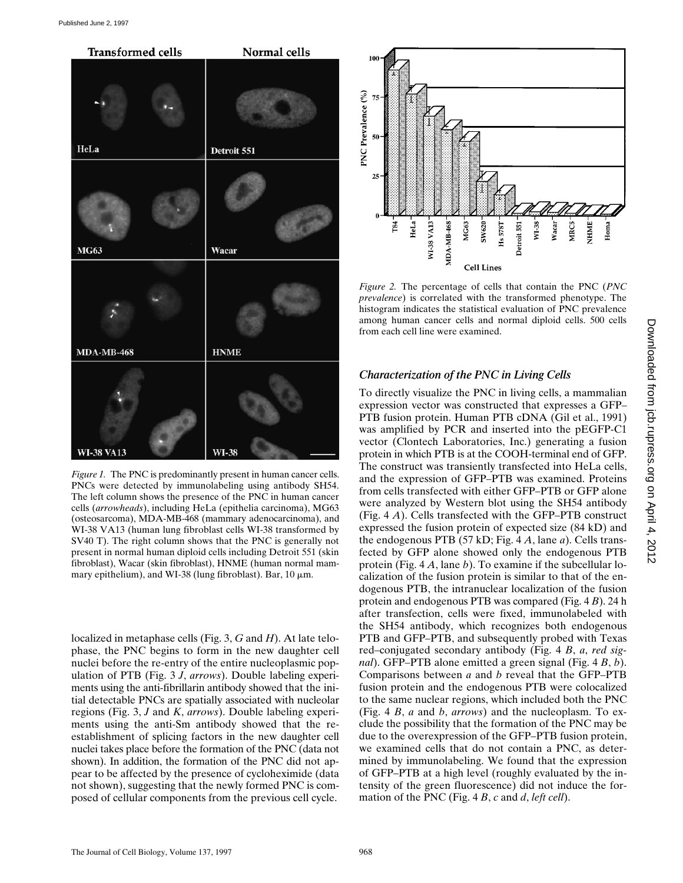*Figure 1.* The PNC is predominantly present in human cancer cells. PNCs were detected by immunolabeling using antibody SH54. The left column shows the presence of the PNC in human cancer cells (*arrowheads*), including HeLa (epithelia carcinoma), MG63 (osteosarcoma), MDA-MB-468 (mammary adenocarcinoma), and WI-38 VA13 (human lung fibroblast cells WI-38 transformed by SV40 T). The right column shows that the PNC is generally not present in normal human diploid cells including Detroit 551 (skin fibroblast), Wacar (skin fibroblast), HNME (human normal mammary epithelium), and WI-38 (lung fibroblast). Bar, 10 μm.

*Figure 2.* The percentage of cells that contain the PNC (*PNC prevalence*) is correlated with the transformed phenotype. The histogram indicates the statistical evaluation of PNC prevalence among human cancer cells and normal diploid cells. 500 cells from each cell line were examined.

localized in metaphase cells (Fig. 3, *G* and *H*). At late telophase, the PNC begins to form in the new daughter cell nuclei before the re-entry of the entire nucleoplasmic population of PTB (Fig. 3 *J*, *arrows*). Double labeling experiments using the anti-fibrillarin antibody showed that the initial detectable PNCs are spatially associated with nucleolar regions (Fig. 3, *J* and *K*, *arrows*). Double labeling experiments using the anti-Sm antibody showed that the reestablishment of splicing factors in the new daughter cell nuclei takes place before the formation of the PNC (data not shown). In addition, the formation of the PNC did not appear to be affected by the presence of cycloheximide (data not shown), suggesting that the newly formed PNC is composed of cellular components from the previous cell cycle.

### *Characterization of the PNC in Living Cells*

To directly visualize the PNC in living cells, a mammalian expression vector was constructed that expresses a GFP–PTB fusion protein. Human PTB cDNA (Gil et al., 1991) was amplified by PCR and inserted into the pEGFP-C1 vector (Clontech Laboratories, Inc.) generating a fusion protein in which PTB is at the COOH-terminal end of GFP. The construct was transiently transfected into HeLa cells, and the expression of GFP–PTB was examined. Proteins from cells transfected with either GFP–PTB or GFP alone were analyzed by Western blot using the SH54 antibody (Fig. 4 *A*). Cells transfected with the GFP–PTB construct expressed the fusion protein of expected size (84 kD) and the endogenous PTB (57 kD; Fig. 4 *A*, lane *a*). Cells transfected by GFP alone showed only the endogenous PTB protein (Fig. 4 *A*, lane *b*). To examine if the subcellular localization of the fusion protein is similar to that of the endogenous PTB, the intranuclear localization of the fusion protein and endogenous PTB was compared (Fig. 4 *B*). 24 h after transfection, cells were fixed, immunolabeled with the SH54 antibody, which recognizes both endogenous PTB and GFP–PTB, and subsequently probed with Texas red–conjugated secondary antibody (Fig. 4 *B*, *a*, *red signal*). GFP–PTB alone emitted a green signal (Fig. 4 *B*, *b*). Comparisons between *a* and *b* reveal that the GFP–PTB fusion protein and the endogenous PTB were colocalized to the same nuclear regions, which included both the PNC (Fig. 4 *B*, *a* and *b*, *arrows*) and the nucleoplasm. To exclude the possibility that the formation of the PNC may be due to the overexpression of the GFP–PTB fusion protein, we examined cells that do not contain a PNC, as determined by immunolabeling. We found that the expression of GFP–PTB at a high level (roughly evaluated by the intensity of the green fluorescence) did not induce the formation of the PNC (Fig. 4 *B*, *c* and *d*, *left cell*).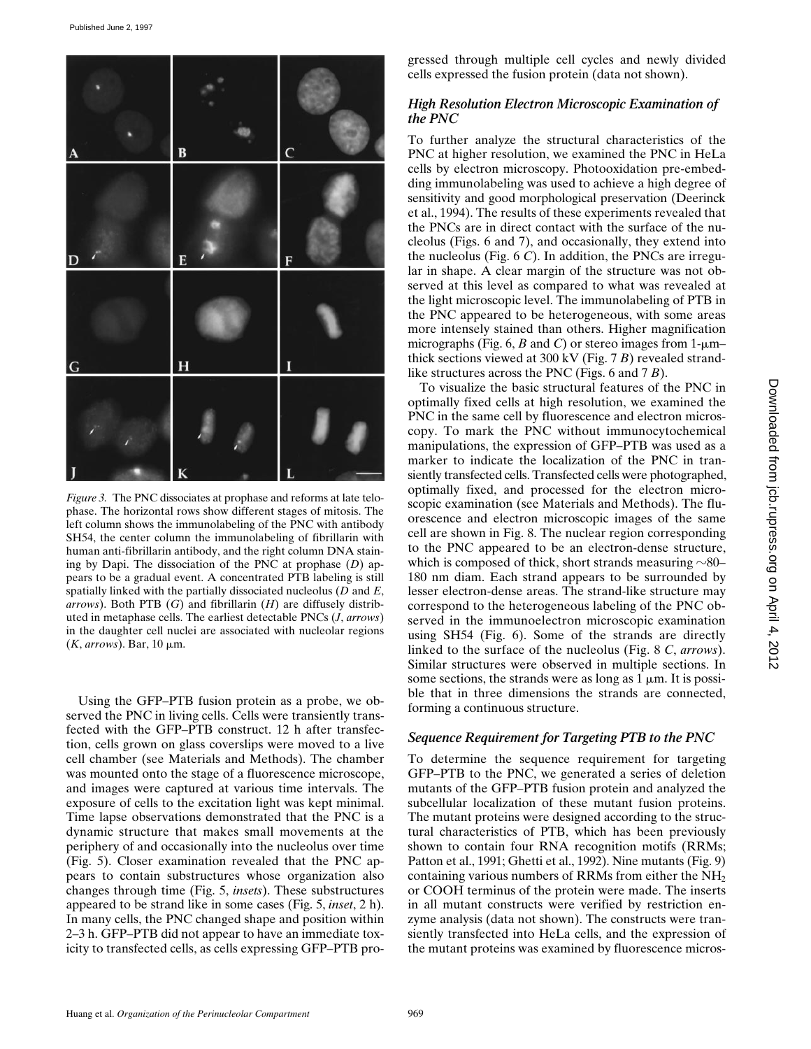*Figure 3.* The PNC dissociates at prophase and reforms at late telophase. The horizontal rows show different stages of mitosis. The left column shows the immunolabeling of the PNC with antibody SH54, the center column the immunolabeling of fibrillarin with human anti-fibrillarin antibody, and the right column DNA staining by Dapi. The dissociation of the PNC at prophase (*D*) appears to be a gradual event. A concentrated PTB labeling is still spatially linked with the partially dissociated nucleolus (*D* and *E*, *arrows*). Both PTB (*G*) and fibrillarin (*H*) are diffusely distributed in metaphase cells. The earliest detectable PNCs (*J*, *arrows*) in the daughter cell nuclei are associated with nucleolar regions (*K*, *arrows*). Bar, 10 μm.

Using the GFP–PTB fusion protein as a probe, we observed the PNC in living cells. Cells were transiently transfected with the GFP–PTB construct. 12 h after transfection, cells grown on glass coverslips were moved to a live cell chamber (see Materials and Methods). The chamber was mounted onto the stage of a fluorescence microscope, and images were captured at various time intervals. The exposure of cells to the excitation light was kept minimal. Time lapse observations demonstrated that the PNC is a dynamic structure that makes small movements at the periphery of and occasionally into the nucleolus over time (Fig. 5). Closer examination revealed that the PNC appears to contain substructures whose organization also changes through time (Fig. 5, *insets*). These substructures appeared to be strand like in some cases (Fig. 5, *inset*, 2 h). In many cells, the PNC changed shape and position within 2–3 h. GFP–PTB did not appear to have an immediate toxicity to transfected cells, as cells expressing GFP–PTB progressed through multiple cell cycles and newly divided cells expressed the fusion protein (data not shown).

### *High Resolution Electron Microscopic Examination of the PNC*

To further analyze the structural characteristics of the PNC at higher resolution, we examined the PNC in HeLa cells by electron microscopy. Photooxidation pre-embedding immunolabeling was used to achieve a high degree of sensitivity and good morphological preservation (Deerinck et al., 1994). The results of these experiments revealed that the PNCs are in direct contact with the surface of the nucleolus (Figs. 6 and 7), and occasionally, they extend into the nucleolus (Fig. 6 *C*). In addition, the PNCs are irregular in shape. A clear margin of the structure was not observed at this level as compared to what was revealed at the light microscopic level. The immunolabeling of PTB in the PNC appeared to be heterogeneous, with some areas more intensely stained than others. Higher magnification micrographs (Fig. 6, *B* and *C*) or stereo images from 1-μm–thick sections viewed at 300 kV (Fig. 7 *B*) revealed strand-like structures across the PNC (Figs. 6 and 7 *B*).

To visualize the basic structural features of the PNC in optimally fixed cells at high resolution, we examined the PNC in the same cell by fluorescence and electron microscopy. To mark the PNC without immunocytochemical manipulations, the expression of GFP–PTB was used as a marker to indicate the localization of the PNC in transiently transfected cells. Transfected cells were photographed, optimally fixed, and processed for the electron microscopic examination (see Materials and Methods). The fluorescence and electron microscopic images of the same cell are shown in Fig. 8. The nuclear region corresponding to the PNC appeared to be an electron-dense structure, which is composed of thick, short strands measuring ∼80–180 nm diam. Each strand appears to be surrounded by lesser electron-dense areas. The strand-like structure may correspond to the heterogeneous labeling of the PNC observed in the immunoelectron microscopic examination using SH54 (Fig. 6). Some of the strands are directly linked to the surface of the nucleolus (Fig. 8 *C*, *arrows*). Similar structures were observed in multiple sections. In some sections, the strands were as long as 1 μm. It is possible that in three dimensions the strands are connected, forming a continuous structure.

### *Sequence Requirement for Targeting PTB to the PNC*

To determine the sequence requirement for targeting GFP–PTB to the PNC, we generated a series of deletion mutants of the GFP–PTB fusion protein and analyzed the subcellular localization of these mutant fusion proteins. The mutant proteins were designed according to the structural characteristics of PTB, which has been previously shown to contain four RNA recognition motifs (RRMs; Patton et al., 1991; Ghetti et al., 1992). Nine mutants (Fig. 9) containing various numbers of RRMs from either the $NH_2$ or COOH terminus of the protein were made. The inserts in all mutant constructs were verified by restriction enzyme analysis (data not shown). The constructs were transiently transfected into HeLa cells, and the expression of the mutant proteins was examined by fluorescence micros-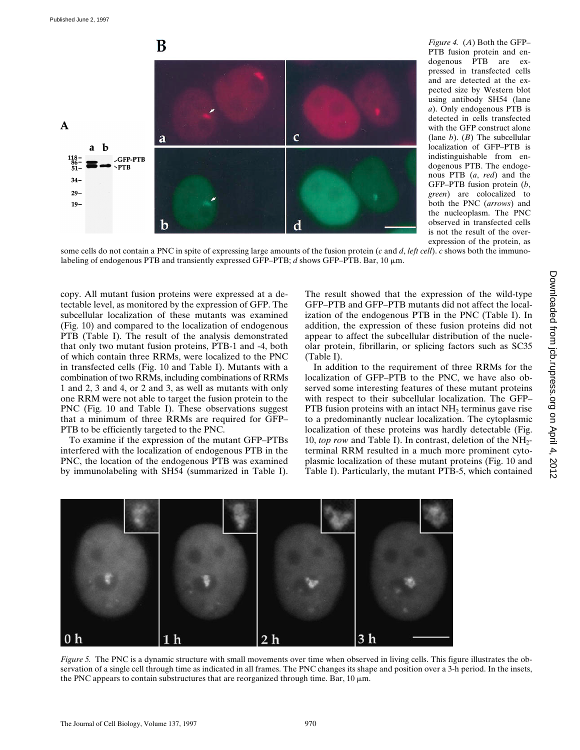*Figure 4.* (*A*) Both the GFP–PTB fusion protein and endogenous PTB are expressed in transfected cells and are detected at the expected size by Western blot using antibody SH54 (lane *a*). Only endogenous PTB is detected in cells transfected with the GFP construct alone (lane *b*). (*B*) The subcellular localization of GFP–PTB is indistinguishable from endogenous PTB. The endogenous PTB (*a*, *red*) and the GFP–PTB fusion protein (*b*, *green*) are colocalized to both the PNC (*arrows*) and the nucleoplasm. The PNC observed in transfected cells is not the result of the overexpression of the protein, as some cells do not contain a PNC in spite of expressing large amounts of the fusion protein (*c* and *d*, *left cell*). *c* shows both the immunolabeling of endogenous PTB and transiently expressed GFP–PTB; *d* shows GFP–PTB. Bar, 10 μm.

copy. All mutant fusion proteins were expressed at a detectable level, as monitored by the expression of GFP. The subcellular localization of these mutants was examined (Fig. 10) and compared to the localization of endogenous PTB (Table I). The result of the analysis demonstrated that only two mutant fusion proteins, PTB-1 and -4, both of which contain three RRMs, were localized to the PNC in transfected cells (Fig. 10 and Table I). Mutants with a combination of two RRMs, including combinations of RRMs 1 and 2, 3 and 4, or 2 and 3, as well as mutants with only one RRM were not able to target the fusion protein to the PNC (Fig. 10 and Table I). These observations suggest that a minimum of three RRMs are required for GFP–PTB to be efficiently targeted to the PNC.

To examine if the expression of the mutant GFP–PTBs interfered with the localization of endogenous PTB in the PNC, the location of the endogenous PTB was examined by immunolabeling with SH54 (summarized in Table I). The result showed that the expression of the wild-type GFP–PTB and GFP–PTB mutants did not affect the localization of the endogenous PTB in the PNC (Table I). In addition, the expression of these fusion proteins did not appear to affect the subcellular distribution of the nucleolar protein, fibrillarin, or splicing factors such as SC35 (Table I).

In addition to the requirement of three RRMs for the localization of GFP–PTB to the PNC, we have also observed some interesting features of these mutant proteins with respect to their subcellular localization. The GFP–PTB fusion proteins with an intact $NH_2$ terminus gave rise to a predominantly nuclear localization. The cytoplasmic localization of these proteins was hardly detectable (Fig. 10, *top row* and Table I). In contrast, deletion of the $NH_2$-terminal RRM resulted in a much more prominent cytoplasmic localization of these mutant proteins (Fig. 10 and Table I). Particularly, the mutant PTB-5, which contained

*Figure 5.* The PNC is a dynamic structure with small movements over time when observed in living cells. This figure illustrates the observation of a single cell through time as indicated in all frames. The PNC changes its shape and position over a 3-h period. In the insets, the PNC appears to contain substructures that are reorganized through time. Bar, 10 μm.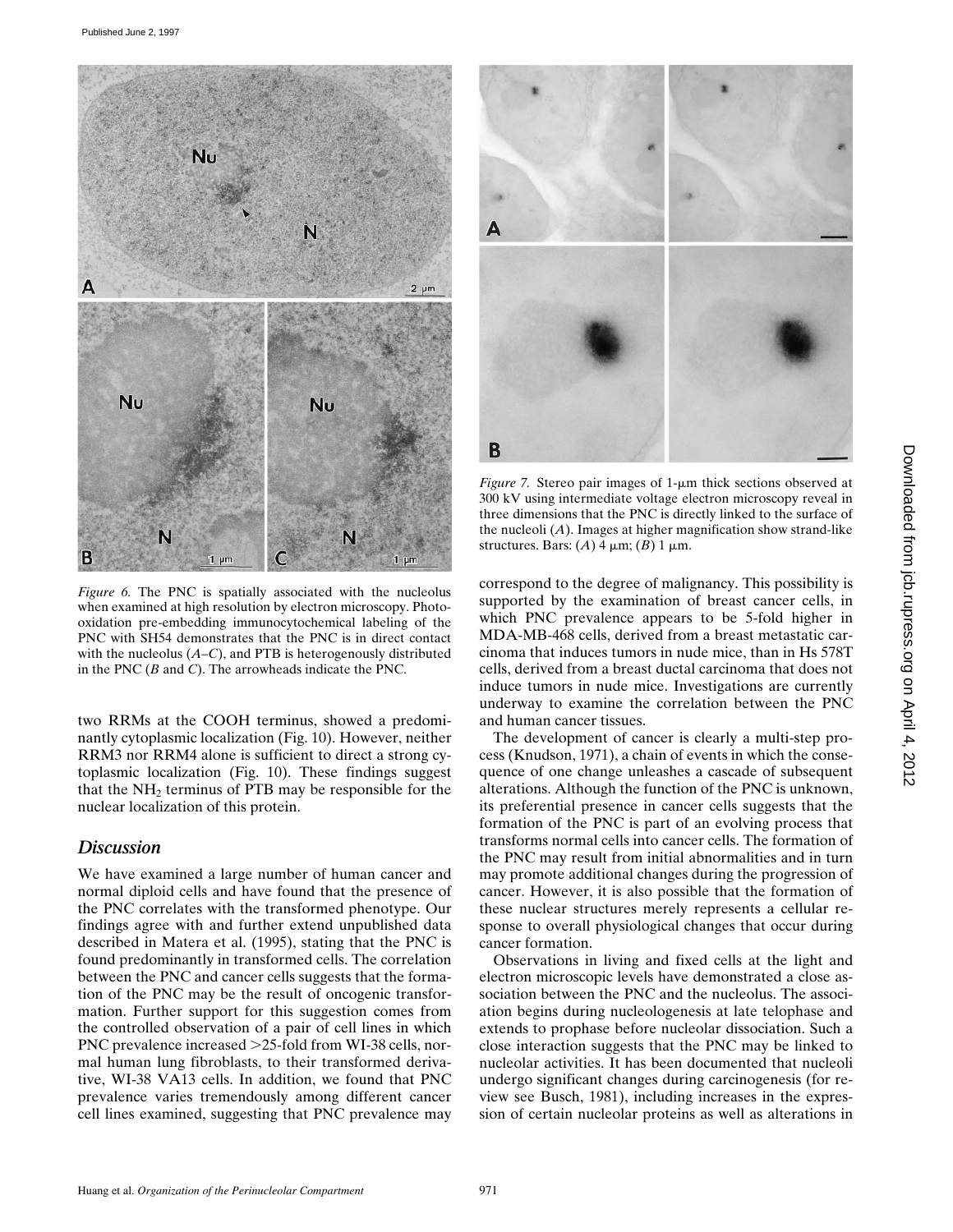*Figure 6.* The PNC is spatially associated with the nucleolus when examined at high resolution by electron microscopy. Photooxidation pre-embedding immunocytochemical labeling of the PNC with SH54 demonstrates that the PNC is in direct contact with the nucleolus (*A–C*), and PTB is heterogenously distributed in the PNC (*B* and *C*). The arrowheads indicate the PNC.

two RRMs at the COOH terminus, showed a predominantly cytoplasmic localization (Fig. 10). However, neither RRM3 nor RRM4 alone is sufficient to direct a strong cytoplasmic localization (Fig. 10). These findings suggest that the $NH_2$ terminus of PTB may be responsible for the nuclear localization of this protein.

## Discussion

We have examined a large number of human cancer and normal diploid cells and have found that the presence of the PNC correlates with the transformed phenotype. Our findings agree with and further extend unpublished data described in Matera et al. (1995), stating that the PNC is found predominantly in transformed cells. The correlation between the PNC and cancer cells suggests that the formation of the PNC may be the result of oncogenic transformation. Further support for this suggestion comes from the controlled observation of a pair of cell lines in which PNC prevalence increased >25-fold from WI-38 cells, normal human lung fibroblasts, to their transformed derivative, WI-38 VA13 cells. In addition, we found that PNC prevalence varies tremendously among different cancer cell lines examined, suggesting that PNC prevalence may correspond to the degree of malignancy. This possibility is supported by the examination of breast cancer cells, in which PNC prevalence appears to be 5-fold higher in MDA-MB-468 cells, derived from a breast metastatic carcinoma that induces tumors in nude mice, than in Hs 578T cells, derived from a breast ductal carcinoma that does not induce tumors in nude mice. Investigations are currently underway to examine the correlation between the PNC and human cancer tissues.

The development of cancer is clearly a multi-step process (Knudson, 1971), a chain of events in which the consequence of one change unleashes a cascade of subsequent alterations. Although the function of the PNC is unknown, its preferential presence in cancer cells suggests that the formation of the PNC is part of an evolving process that transforms normal cells into cancer cells. The formation of the PNC may result from initial abnormalities and in turn may promote additional changes during the progression of cancer. However, it is also possible that the formation of these nuclear structures merely represents a cellular response to overall physiological changes that occur during cancer formation.

Observations in living and fixed cells at the light and electron microscopic levels have demonstrated a close association between the PNC and the nucleolus. The association begins during nucleologenesis at late telophase and extends to prophase before nucleolar dissociation. Such a close interaction suggests that the PNC may be linked to nucleolar activities. It has been documented that nucleoli undergo significant changes during carcinogenesis (for review see Busch, 1981), including increases in the expression of certain nucleolar proteins as well as alterations in

*Figure 7.* Stereo pair images of 1-μm thick sections observed at 300 kV using intermediate voltage electron microscopy reveal in three dimensions that the PNC is directly linked to the surface of the nucleoli (*A*). Images at higher magnification show strand-like structures. Bars: (*A*) 4 μm; (*B*) 1 μm.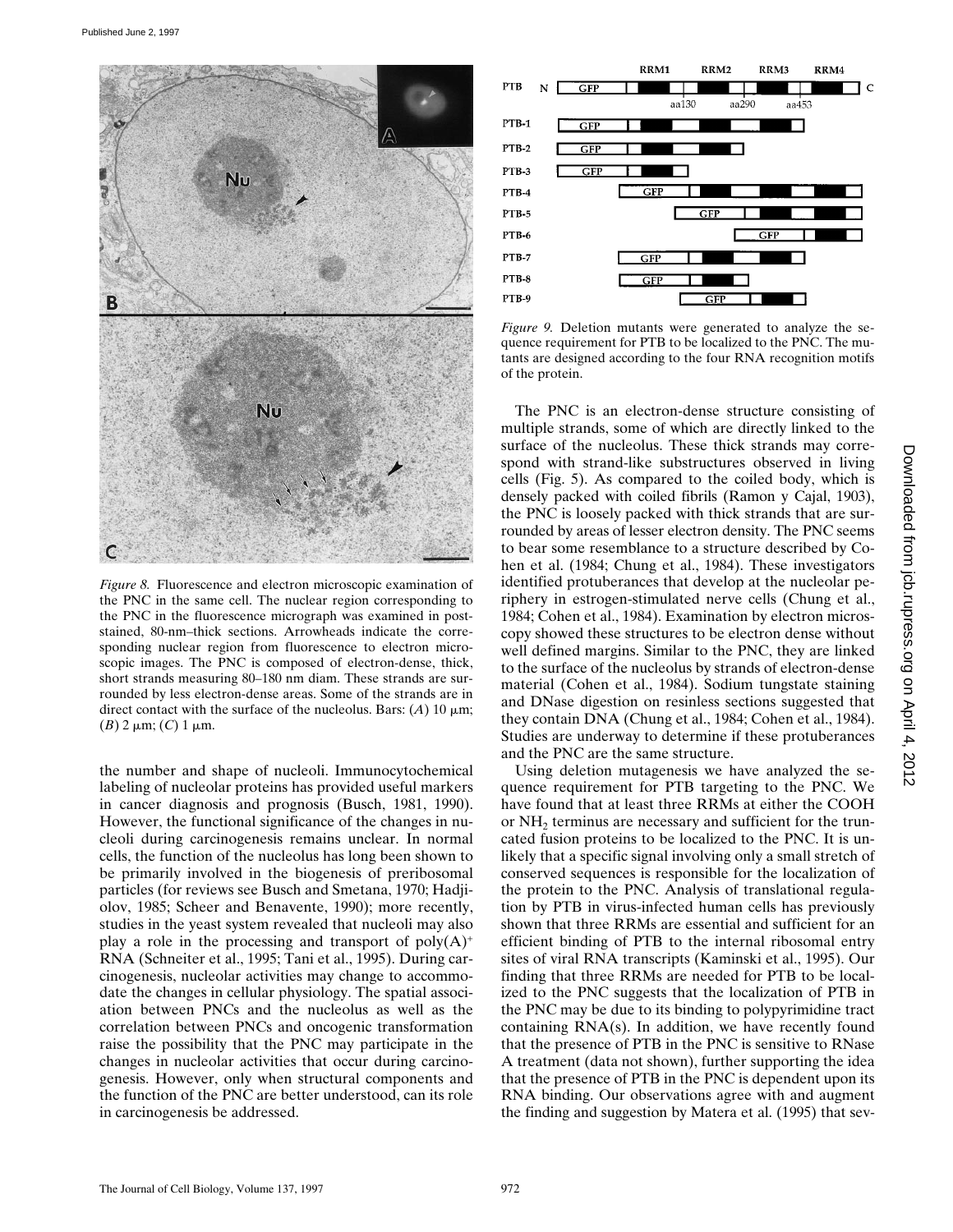*Figure 8.* Fluorescence and electron microscopic examination of the PNC in the same cell. The nuclear region corresponding to the PNC in the fluorescence micrograph was examined in post-stained, 80-nm–thick sections. Arrowheads indicate the corresponding nuclear region from fluorescence to electron microscopic images. The PNC is composed of electron-dense, thick, short strands measuring 80–180 nm diam. These strands are surrounded by less electron-dense areas. Some of the strands are in direct contact with the surface of the nucleolus. Bars: (*A*) 10 μm; (*B*) 2 μm; (*C*) 1 μm.

the number and shape of nucleoli. Immunocytochemical labeling of nucleolar proteins has provided useful markers in cancer diagnosis and prognosis (Busch, 1981, 1990). However, the functional significance of the changes in nucleoli during carcinogenesis remains unclear. In normal cells, the function of the nucleolus has long been shown to be primarily involved in the biogenesis of preribosomal particles (for reviews see Busch and Smetana, 1970; Hadjiolov, 1985; Scheer and Benavente, 1990); more recently, studies in the yeast system revealed that nucleoli may also play a role in the processing and transport of poly$(A)^+$ RNA (Schneiter et al., 1995; Tani et al., 1995). During carcinogenesis, nucleolar activities may change to accommodate the changes in cellular physiology. The spatial association between PNCs and the nucleolus as well as the correlation between PNCs and oncogenic transformation raise the possibility that the PNC may participate in the changes in nucleolar activities that occur during carcinogenesis. However, only when structural components and the function of the PNC are better understood, can its role in carcinogenesis be addressed.

*Figure 9.* Deletion mutants were generated to analyze the sequence requirement for PTB to be localized to the PNC. The mutants are designed according to the four RNA recognition motifs of the protein.

The PNC is an electron-dense structure consisting of multiple strands, some of which are directly linked to the surface of the nucleolus. These thick strands may correspond with strand-like substructures observed in living cells (Fig. 5). As compared to the coiled body, which is densely packed with coiled fibrils (Ramon y Cajal, 1903), the PNC is loosely packed with thick strands that are surrounded by areas of lesser electron density. The PNC seems to bear some resemblance to a structure described by Cohen et al. (1984; Chung et al., 1984). These investigators identified protuberances that develop at the nucleolar periphery in estrogen-stimulated nerve cells (Chung et al., 1984; Cohen et al., 1984). Examination by electron microscopy showed these structures to be electron dense without well defined margins. Similar to the PNC, they are linked to the surface of the nucleolus by strands of electron-dense material (Cohen et al., 1984). Sodium tungstate staining and DNase digestion on resinless sections suggested that they contain DNA (Chung et al., 1984; Cohen et al., 1984). Studies are underway to determine if these protuberances and the PNC are the same structure.

Using deletion mutagenesis we have analyzed the sequence requirement for PTB targeting to the PNC. We have found that at least three RRMs at either the COOH or $NH_2$ terminus are necessary and sufficient for the truncated fusion proteins to be localized to the PNC. It is unlikely that a specific signal involving only a small stretch of conserved sequences is responsible for the localization of the protein to the PNC. Analysis of translational regulation by PTB in virus-infected human cells has previously shown that three RRMs are essential and sufficient for an efficient binding of PTB to the internal ribosomal entry sites of viral RNA transcripts (Kaminski et al., 1995). Our finding that three RRMs are needed for PTB to be localized to the PNC suggests that the localization of PTB in the PNC may be due to its binding to polypyrimidine tract containing RNA(s). In addition, we have recently found that the presence of PTB in the PNC is sensitive to RNase A treatment (data not shown), further supporting the idea that the presence of PTB in the PNC is dependent upon its RNA binding. Our observations agree with and augment the finding and suggestion by Matera et al. (1995) that sev-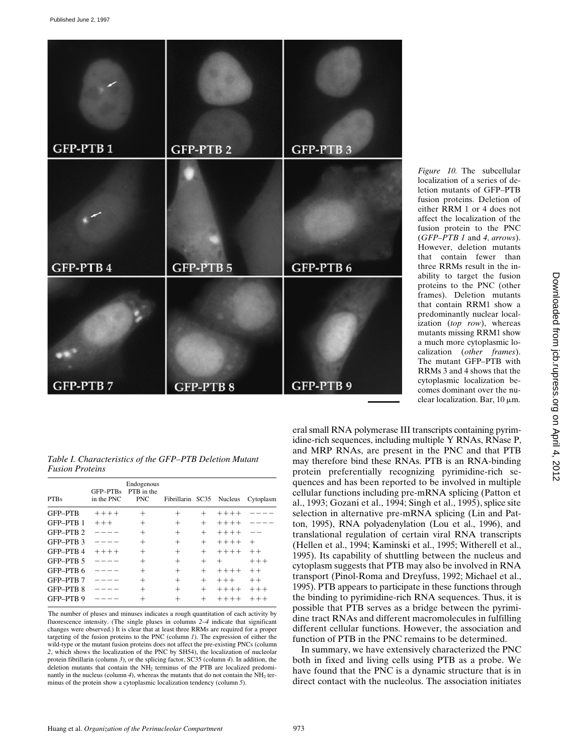*Figure 10.* The subcellular localization of a series of deletion mutants of GFP–PTB fusion proteins. Deletion of either RRM 1 or 4 does not affect the localization of the fusion protein to the PNC (*GFP–PTB 1* and *4*, *arrows*). However, deletion mutants that contain fewer than three RRMs result in the inability to target the fusion proteins to the PNC (other frames). Deletion mutants that contain RRM1 show a predominantly nuclear localization (*top row*), whereas mutants missing RRM1 show a much more cytoplasmic localization (*other frames*). The mutant GFP–PTB with RRMs 3 and 4 shows that the cytoplasmic localization becomes dominant over the nuclear localization. Bar, 10 μm.

*Table I. Characteristics of the GFP–PTB Deletion Mutant Fusion Proteins*

| PTBs | GFP–PTBs in the PNC | Endogenous PTB in the PNC | Fibrillarin | SC35 | Nucleus | Cytoplasm |
|---|---|---|---|---|---|---|
| GFP–PTB | ++++ | + | + | + | ++++ | −−−− |
| GFP–PTB 1 | +++ | + | + | + | ++++ | −−−− |
| GFP–PTB 2 | −−−− | + | + | + | ++++ | −− |
| GFP–PTB 3 | −−−− | + | + | + | ++++ | + |
| GFP–PTB 4 | ++++ | + | + | + | ++++ | ++ |
| GFP–PTB 5 | −−−− | + | + | + | + | +++ |
| GFP–PTB 6 | −−−− | + | + | + | ++++ | ++ |
| GFP–PTB 7 | −−−− | + | + | + | +++ | ++ |
| GFP–PTB 8 | −−−− | + | + | + | ++++ | +++ |
| GFP–PTB 9 | −−−− | + | + | + | ++++ | +++ |

The number of pluses and minuses indicates a rough quantitation of each activity by fluorescence intensity. (The single pluses in columns *2–4* indicate that significant changes were observed.) It is clear that at least three RRMs are required for a proper targeting of the fusion proteins to the PNC (column *1*). The expression of either the wild-type or the mutant fusion proteins does not affect the pre-existing PNCs (column *2*, which shows the localization of the PNC by SH54), the localization of nucleolar protein fibrillarin (column *3*), or the splicing factor, SC35 (column *4*). In addition, the deletion mutants that contain the $NH_2$ terminus of the PTB are localized predominantly in the nucleus (column *4*), whereas the mutants that do not contain the $NH_2$ terminus of the protein show a cytoplasmic localization tendency (column *5*).

eral small RNA polymerase III transcripts containing pyrimidine-rich sequences, including multiple Y RNAs, RNase P, and MRP RNAs, are present in the PNC and that PTB may therefore bind these RNAs. PTB is an RNA-binding protein preferentially recognizing pyrimidine-rich sequences and has been reported to be involved in multiple cellular functions including pre-mRNA splicing (Patton et al., 1993; Gozani et al., 1994; Singh et al., 1995), splice site selection in alternative pre-mRNA splicing (Lin and Patton, 1995), RNA polyadenylation (Lou et al., 1996), and translational regulation of certain viral RNA transcripts (Hellen et al., 1994; Kaminski et al., 1995; Witherell et al., 1995). Its capability of shuttling between the nucleus and cytoplasm suggests that PTB may also be involved in RNA transport (Pinol-Roma and Dreyfuss, 1992; Michael et al., 1995). PTB appears to participate in these functions through the binding to pyrimidine-rich RNA sequences. Thus, it is possible that PTB serves as a bridge between the pyrimidine tract RNAs and different macromolecules in fulfilling different cellular functions. However, the association and function of PTB in the PNC remains to be determined.

In summary, we have extensively characterized the PNC both in fixed and living cells using PTB as a probe. We have found that the PNC is a dynamic structure that is in direct contact with the nucleolus. The association initiates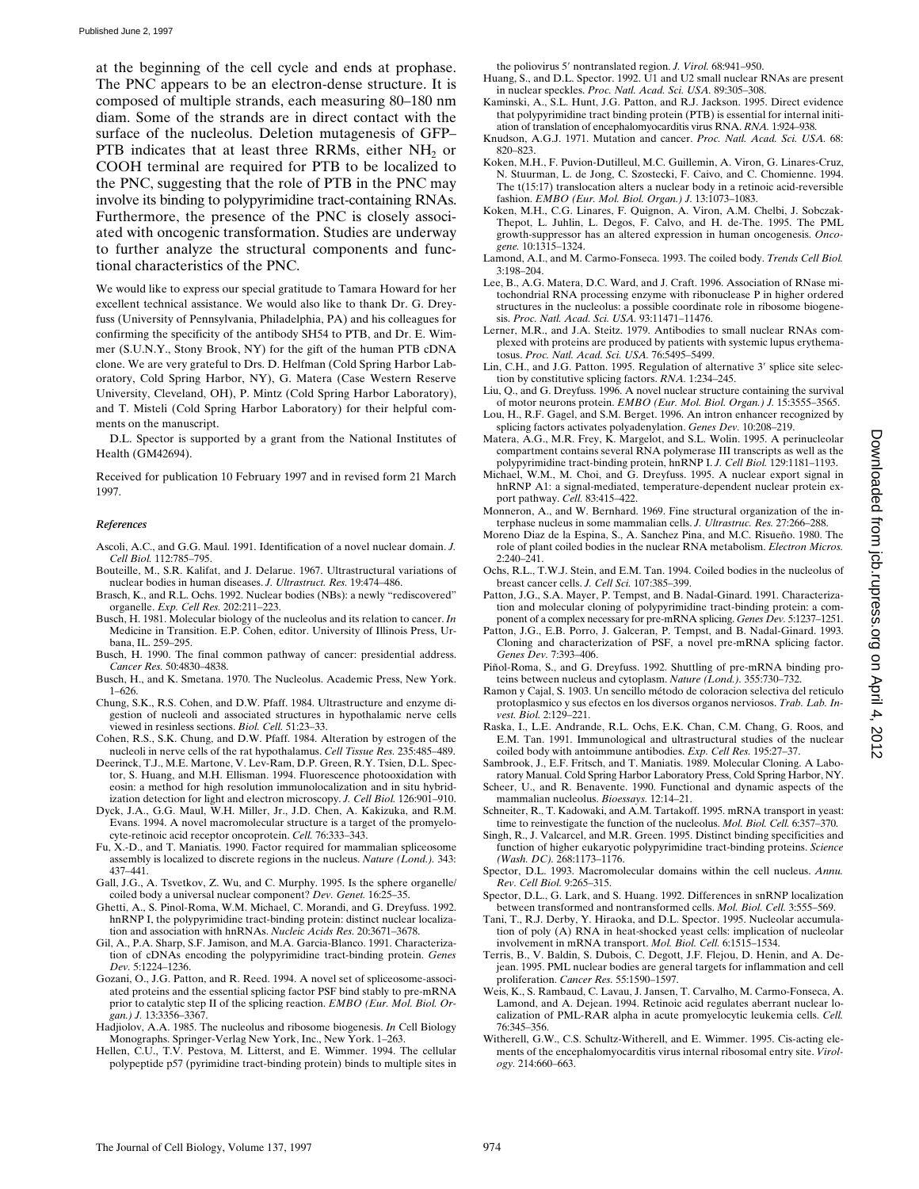at the beginning of the cell cycle and ends at prophase. The PNC appears to be an electron-dense structure. It is composed of multiple strands, each measuring 80–180 nm diam. Some of the strands are in direct contact with the surface of the nucleolus. Deletion mutagenesis of GFP–PTB indicates that at least three RRMs, either $NH_2$ or COOH terminal are required for PTB to be localized to the PNC, suggesting that the role of PTB in the PNC may involve its binding to polypyrimidine tract-containing RNAs. Furthermore, the presence of the PNC is closely associated with oncogenic transformation. Studies are underway to further analyze the structural components and functional characteristics of the PNC.

We would like to express our special gratitude to Tamara Howard for her excellent technical assistance. We would also like to thank Dr. G. Dreyfuss (University of Pennsylvania, Philadelphia, PA) and his colleagues for confirming the specificity of the antibody SH54 to PTB, and Dr. E. Wimmer (S.U.N.Y., Stony Brook, NY) for the gift of the human PTB cDNA clone. We are very grateful to Drs. D. Helfman (Cold Spring Harbor Laboratory, Cold Spring Harbor, NY), G. Matera (Case Western Reserve University, Cleveland, OH), P. Mintz (Cold Spring Harbor Laboratory), and T. Misteli (Cold Spring Harbor Laboratory) for their helpful comments on the manuscript.

D.L. Spector is supported by a grant from the National Institutes of Health (GM42694).

Received for publication 10 February 1997 and in revised form 21 March 1997.

### *References*

Ascoli, A.C., and G.G. Maul. 1991. Identification of a novel nuclear domain. *J. Cell Biol.* 112:785–795.

Bouteille, M., S.R. Kalifat, and J. Delarue. 1967. Ultrastructural variations of nuclear bodies in human diseases. *J. Ultrastruct. Res.* 19:474–486.

Brasch, K., and R.L. Ochs. 1992. Nuclear bodies (NBs): a newly "rediscovered" organelle. *Exp. Cell Res.* 202:211–223.

Busch, H. 1981. Molecular biology of the nucleolus and its relation to cancer. *In* Medicine in Transition. E.P. Cohen, editor. University of Illinois Press, Urbana, IL. 259–295.

Busch, H. 1990. The final common pathway of cancer: presidential address. *Cancer Res.* 50:4830–4838.

Busch, H., and K. Smetana. 1970. The Nucleolus. Academic Press, New York. 1–626.

Chung, S.K., R.S. Cohen, and D.W. Pfaff. 1984. Ultrastructure and enzyme digestion of nucleoli and associated structures in hypothalamic nerve cells viewed in resinless sections. *Biol. Cell.* 51:23–33.

Cohen, R.S., S.K. Chung, and D.W. Pfaff. 1984. Alteration by estrogen of the nucleoli in nerve cells of the rat hypothalamus. *Cell Tissue Res.* 235:485–489.

Deerinck, T.J., M.E. Martone, V. Lev-Ram, D.P. Green, R.Y. Tsien, D.L. Spector, S. Huang, and M.H. Ellisman. 1994. Fluorescence photooxidation with eosin: a method for high resolution immunolocalization and in situ hybridization detection for light and electron microscopy. *J. Cell Biol.* 126:901–910.

Dyck, J.A., G.G. Maul, W.H. Miller, Jr., J.D. Chen, A. Kakizuka, and R.M. Evans. 1994. A novel macromolecular structure is a target of the promyelocyte-retinoic acid receptor oncoprotein. *Cell.* 76:333–343.

Fu, X.-D., and T. Maniatis. 1990. Factor required for mammalian spliceosome assembly is localized to discrete regions in the nucleus. *Nature (Lond.).* 343: 437–441.

Gall, J.G., A. Tsvetkov, Z. Wu, and C. Murphy. 1995. Is the sphere organelle/coiled body a universal nuclear component? *Dev. Genet.* 16:25–35.

Ghetti, A., S. Pinol-Roma, W.M. Michael, C. Morandi, and G. Dreyfuss. 1992. hnRNP I, the polypyrimidine tract-binding protein: distinct nuclear localization and association with hnRNAs. *Nucleic Acids Res.* 20:3671–3678.

Gil, A., P.A. Sharp, S.F. Jamison, and M.A. Garcia-Blanco. 1991. Characterization of cDNAs encoding the polypyrimidine tract-binding protein. *Genes Dev.* 5:1224–1236.

Gozani, O., J.G. Patton, and R. Reed. 1994. A novel set of spliceosome-associated proteins and the essential splicing factor PSF bind stably to pre-mRNA prior to catalytic step II of the splicing reaction. *EMBO (Eur. Mol. Biol. Organ.) J.* 13:3356–3367.

Hadjiolov, A.A. 1985. The nucleolus and ribosome biogenesis. *In* Cell Biology Monographs. Springer-Verlag New York, Inc., New York. 1–263.

Hellen, C.U., T.V. Pestova, M. Litterst, and E. Wimmer. 1994. The cellular polypeptide p57 (pyrimidine tract-binding protein) binds to multiple sites in the poliovirus 5′ nontranslated region. *J. Virol.* 68:941–950.

Huang, S., and D.L. Spector. 1992. U1 and U2 small nuclear RNAs are present in nuclear speckles. *Proc. Natl. Acad. Sci. USA.* 89:305–308.

Kaminski, A., S.L. Hunt, J.G. Patton, and R.J. Jackson. 1995. Direct evidence that polypyrimidine tract binding protein (PTB) is essential for internal initiation of translation of encephalomyocarditis virus RNA. *RNA.* 1:924–938.

Knudson, A.G.J. 1971. Mutation and cancer. *Proc. Natl. Acad. Sci. USA.* 68: 820–823.

Koken, M.H., F. Puvion-Dutilleul, M.C. Guillemin, A. Viron, G. Linares-Cruz, N. Stuurman, L. de Jong, C. Szostecki, F. Caivo, and C. Chomienne. 1994. The t(15:17) translocation alters a nuclear body in a retinoic acid-reversible fashion. *EMBO (Eur. Mol. Biol. Organ.) J.* 13:1073–1083.

Koken, M.H., C.G. Linares, F. Quignon, A. Viron, A.M. Chelbi, J. Sobczak-Thepot, L. Juhlin, L. Degos, F. Calvo, and H. de-The. 1995. The PML growth-suppressor has an altered expression in human oncogenesis. *Oncogene.* 10:1315–1324.

Lamond, A.I., and M. Carmo-Fonseca. 1993. The coiled body. *Trends Cell Biol.* 3:198–204.

Lee, B., A.G. Matera, D.C. Ward, and J. Craft. 1996. Association of RNase mitochondrial RNA processing enzyme with ribonuclease P in higher ordered structures in the nucleolus: a possible coordinate role in ribosome biogenesis. *Proc. Natl. Acad. Sci. USA.* 93:11471–11476.

Lerner, M.R., and J.A. Steitz. 1979. Antibodies to small nuclear RNAs complexed with proteins are produced by patients with systemic lupus erythematosus. *Proc. Natl. Acad. Sci. USA.* 76:5495–5499.

Lin, C.H., and J.G. Patton. 1995. Regulation of alternative 3′ splice site selection by constitutive splicing factors. *RNA.* 1:234–245.

Liu, Q., and G. Dreyfuss. 1996. A novel nuclear structure containing the survival of motor neurons protein. *EMBO (Eur. Mol. Biol. Organ.) J.* 15:3555–3565.

Lou, H., R.F. Gagel, and S.M. Berget. 1996. An intron enhancer recognized by splicing factors activates polyadenylation. *Genes Dev.* 10:208–219.

Matera, A.G., M.R. Frey, K. Margelot, and S.L. Wolin. 1995. A perinucleolar compartment contains several RNA polymerase III transcripts as well as the polypyrimidine tract-binding protein, hnRNP I. *J. Cell Biol.* 129:1181–1193.

Michael, W.M., M. Choi, and G. Dreyfuss. 1995. A nuclear export signal in hnRNP A1: a signal-mediated, temperature-dependent nuclear protein export pathway. *Cell.* 83:415–422.

Monneron, A., and W. Bernhard. 1969. Fine structural organization of the interphase nucleus in some mammalian cells. *J. Ultrastruc. Res.* 27:266–288.

Moreno Diaz de la Espina, S., A. Sanchez Pina, and M.C. Risueño. 1980. The role of plant coiled bodies in the nuclear RNA metabolism. *Electron Micros.* 2:240–241.

Ochs, R.L., T.W.J. Stein, and E.M. Tan. 1994. Coiled bodies in the nucleolus of breast cancer cells. *J. Cell Sci.* 107:385–399.

Patton, J.G., S.A. Mayer, P. Tempst, and B. Nadal-Ginard. 1991. Characterization and molecular cloning of polypyrimidine tract-binding protein: a component of a complex necessary for pre-mRNA splicing. *Genes Dev.* 5:1237–1251.

Patton, J.G., E.B. Porro, J. Galceran, P. Tempst, and B. Nadal-Ginard. 1993. Cloning and characterization of PSF, a novel pre-mRNA splicing factor. *Genes Dev.* 7:393–406.

Piñol-Roma, S., and G. Dreyfuss. 1992. Shuttling of pre-mRNA binding proteins between nucleus and cytoplasm. *Nature (Lond.).* 355:730–732.

Ramon y Cajal, S. 1903. Un sencillo método de coloracion selectiva del reticulo protoplasmico y sus efectos en los diversos organos nerviosos. *Trab. Lab. Invest. Biol.* 2:129–221.

Raska, I., L.E. Andrande, R.L. Ochs, E.K. Chan, C.M. Chang, G. Roos, and E.M. Tan. 1991. Immunological and ultrastructural studies of the nuclear coiled body with antoimmune antibodies. *Exp. Cell Res.* 195:27–37.

Sambrook, J., E.F. Fritsch, and T. Maniatis. 1989. Molecular Cloning. A Laboratory Manual. Cold Spring Harbor Laboratory Press, Cold Spring Harbor, NY.

Scheer, U., and R. Benavente. 1990. Functional and dynamic aspects of the mammalian nucleolus. *Bioessays.* 12:14–21.

Schneiter, R., T. Kadowaki, and A.M. Tartakoff. 1995. mRNA transport in yeast: time to reinvestigate the function of the nucleolus. *Mol. Biol. Cell.* 6:357–370.

Singh, R., J. Valcarcel, and M.R. Green. 1995. Distinct binding specificities and function of higher eukaryotic polypyrimidine tract-binding proteins. *Science (Wash. DC).* 268:1173–1176.

Spector, D.L. 1993. Macromolecular domains within the cell nucleus. *Annu. Rev. Cell Biol.* 9:265–315.

Spector, D.L., G. Lark, and S. Huang. 1992. Differences in snRNP localization between transformed and nontransformed cells. *Mol. Biol. Cell.* 3:555–569.

Tani, T., R.J. Derby, Y. Hiraoka, and D.L. Spector. 1995. Nucleolar accumulation of poly (A) RNA in heat-shocked yeast cells: implication of nucleolar involvement in mRNA transport. *Mol. Biol. Cell.* 6:1515–1534.

Terris, B., V. Baldin, S. Dubois, C. Degott, J.F. Flejou, D. Henin, and A. Dejean. 1995. PML nuclear bodies are general targets for inflammation and cell proliferation. *Cancer Res.* 55:1590–1597.

Weis, K., S. Rambaud, C. Lavau, J. Jansen, T. Carvalho, M. Carmo-Fonseca, A. Lamond, and A. Dejean. 1994. Retinoic acid regulates aberrant nuclear localization of PML-RAR alpha in acute promyelocytic leukemia cells. *Cell.* 76:345–356.

Witherell, G.W., C.S. Schultz-Witherell, and E. Wimmer. 1995. Cis-acting elements of the encephalomyocarditis virus internal ribosomal entry site. *Virology.* 214:660–663.